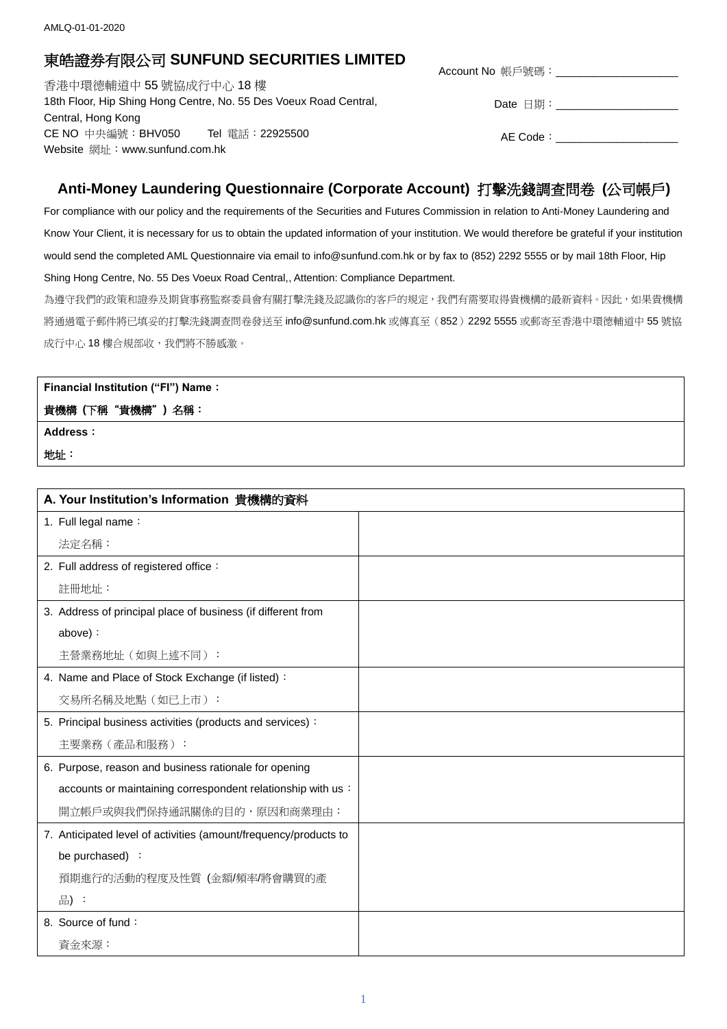AMLQ-01-01-2020

# 東皓證券有限公司 SUNFUND SECURITIES LIMITED

香港中環德輔道中 55 號協成行中心 18 樓
18th Floor, Hip Shing Hong Centre, No. 55 Des Voeux Road Central, Central, Hong Kong
CE NO 中央編號：BHV050 Tel 電話：22925500
Website 網址：www.sunfund.com.hk

Account No 帳戶號碼：____________________

Date 日期：____________________

AE Code：____________________

## Anti-Money Laundering Questionnaire (Corporate Account) 打擊洗錢調查問卷 (公司帳戶)

For compliance with our policy and the requirements of the Securities and Futures Commission in relation to Anti-Money Laundering and Know Your Client, it is necessary for us to obtain the updated information of your institution. We would therefore be grateful if your institution would send the completed AML Questionnaire via email to info@sunfund.com.hk or by fax to (852) 2292 5555 or by mail 18th Floor, Hip Shing Hong Centre, No. 55 Des Voeux Road Central,, Attention: Compliance Department.

為遵守我們的政策和證券及期貨事務監察委員會有關打擊洗錢及認識你的客戶的規定，我們有需要取得貴機構的最新資料。因此，如果貴機構將通過電子郵件將已填妥的打擊洗錢調查問卷發送至 info@sunfund.com.hk 或傳真至（852）2292 5555 或郵寄至香港中環德輔道中 55 號協成行中心 18 樓合規部收，我們將不勝感激。

| **Financial Institution ("FI") Name：**<br>**貴機構（下稱"貴機構"）名稱：** |
|---|
| **Address：**<br>**地址：** |

| **A. Your Institution's Information 貴機構的資料** | |
|---|---|
| 1. Full legal name：<br>法定名稱： | |
| 2. Full address of registered office：<br>註冊地址： | |
| 3. Address of principal place of business (if different from above)：<br>主營業務地址（如與上述不同）： | |
| 4. Name and Place of Stock Exchange (if listed)：<br>交易所名稱及地點（如已上市）： | |
| 5. Principal business activities (products and services)：<br>主要業務（產品和服務）： | |
| 6. Purpose, reason and business rationale for opening accounts or maintaining correspondent relationship with us：<br>開立帳戶或與我們保持通訊關係的目的，原因和商業理由： | |
| 7. Anticipated level of activities (amount/frequency/products to be purchased) ：<br>預期進行的活動的程度及性質 (金額/頻率/將會購買的產品) ： | |
| 8. Source of fund：<br>資金來源： | |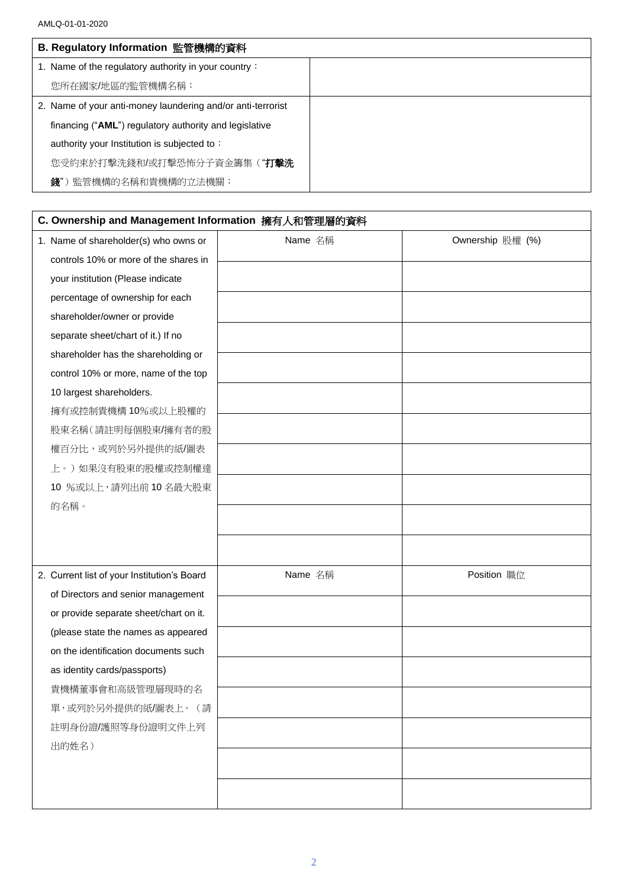AMLQ-01-01-2020

| **B. Regulatory Information 監管機構的資料** | |
|---|---|
| 1. Name of the regulatory authority in your country：<br>您所在國家/地區的監管機構名稱： | |
| 2. Name of your anti-money laundering and/or anti-terrorist financing ("**AML**") regulatory authority and legislative authority your Institution is subjected to：<br>您受約束於打擊洗錢和/或打擊恐怖分子資金籌集（"**打擊洗錢**"）監管機構的名稱和貴機構的立法機關： | |

| **C. Ownership and Management Information 擁有人和管理層的資料** | | |
|---|---|---|
| 1. Name of shareholder(s) who owns or controls 10% or more of the shares in your institution (Please indicate percentage of ownership for each shareholder/owner or provide separate sheet/chart of it.) If no shareholder has the shareholding or control 10% or more, name of the top 10 largest shareholders.<br>擁有或控制貴機構 10%或以上股權的股東名稱（請註明每個股東/擁有者的股權百分比，或列於另外提供的紙/圖表上。）如果沒有股東的股權或控制權達 10 %或以上，請列出前 10 名最大股東的名稱。 | Name 名稱 | Ownership 股權 (%) |
| | | |
| | | |
| | | |
| | | |
| | | |
| | | |
| | | |
| | | |
| | | |
| | | |
| 2. Current list of your Institution's Board of Directors and senior management or provide separate sheet/chart on it. (please state the names as appeared on the identification documents such as identity cards/passports)<br>貴機構董事會和高級管理層現時的名單，或列於另外提供的紙/圖表上。（請註明身份證/護照等身份證明文件上列出的姓名） | Name 名稱 | Position 職位 |
| | | |
| | | |
| | | |
| | | |
| | | |
| | | |
| | | |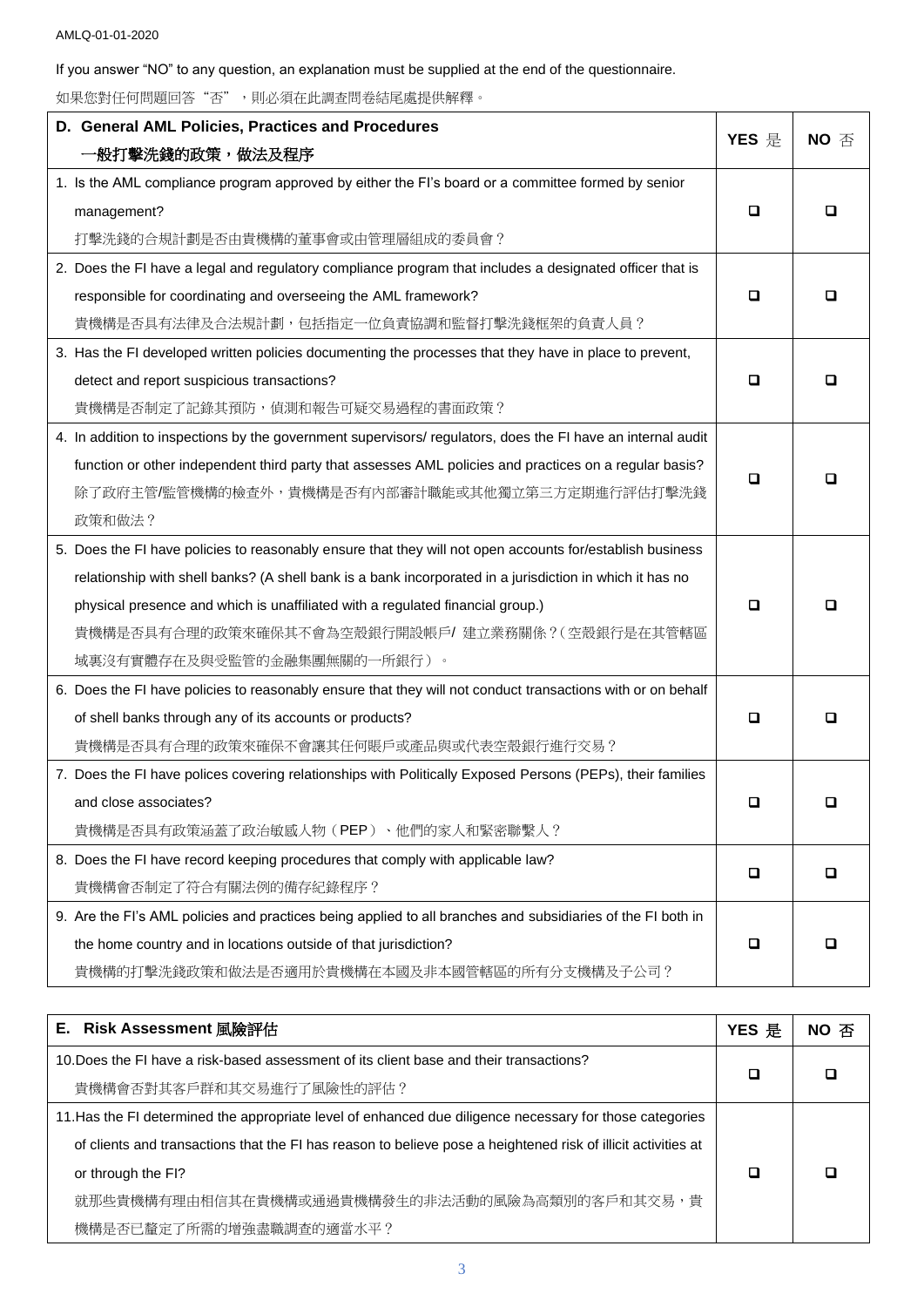If you answer "NO" to any question, an explanation must be supplied at the end of the questionnaire.

如果您對任何問題回答"否"，則必須在此調查問卷結尾處提供解釋。

| **D. General AML Policies, Practices and Procedures**<br>**一般打擊洗錢的政策，做法及程序** | **YES 是** | **NO 否** |
|---|---|---|
| 1. Is the AML compliance program approved by either the FI's board or a committee formed by senior management?<br>打擊洗錢的合規計劃是否由貴機構的董事會或由管理層組成的委員會？ | ❑ | ❑ |
| 2. Does the FI have a legal and regulatory compliance program that includes a designated officer that is responsible for coordinating and overseeing the AML framework?<br>貴機構是否具有法律及合法規計劃，包括指定一位負責協調和監督打擊洗錢框架的負責人員？ | ❑ | ❑ |
| 3. Has the FI developed written policies documenting the processes that they have in place to prevent, detect and report suspicious transactions?<br>貴機構是否制定了記錄其預防，偵測和報告可疑交易過程的書面政策？ | ❑ | ❑ |
| 4. In addition to inspections by the government supervisors/ regulators, does the FI have an internal audit function or other independent third party that assesses AML policies and practices on a regular basis?<br>除了政府主管/監管機構的檢查外，貴機構是否有內部審計職能或其他獨立第三方定期進行評估打擊洗錢政策和做法？ | ❑ | ❑ |
| 5. Does the FI have policies to reasonably ensure that they will not open accounts for/establish business relationship with shell banks? (A shell bank is a bank incorporated in a jurisdiction in which it has no physical presence and which is unaffiliated with a regulated financial group.)<br>貴機構是否具有合理的政策來確保其不會為空殼銀行開設帳戶/ 建立業務關係？(空殼銀行是在其管轄區域裏沒有實體存在及與受監管的金融集團無關的一所銀行）。 | ❑ | ❑ |
| 6. Does the FI have policies to reasonably ensure that they will not conduct transactions with or on behalf of shell banks through any of its accounts or products?<br>貴機構是否具有合理的政策來確保不會讓其任何賬戶或產品與或代表空殼銀行進行交易？ | ❑ | ❑ |
| 7. Does the FI have polices covering relationships with Politically Exposed Persons (PEPs), their families and close associates?<br>貴機構是否具有政策涵蓋了政治敏感人物（PEP）、他們的家人和緊密聯繫人？ | ❑ | ❑ |
| 8. Does the FI have record keeping procedures that comply with applicable law?<br>貴機構會否制定了符合有關法例的備存紀錄程序？ | ❑ | ❑ |
| 9. Are the FI's AML policies and practices being applied to all branches and subsidiaries of the FI both in the home country and in locations outside of that jurisdiction?<br>貴機構的打擊洗錢政策和做法是否適用於貴機構在本國及非本國管轄區的所有分支機構及子公司？ | ❑ | ❑ |

| **E. Risk Assessment 風險評估** | **YES 是** | **NO 否** |
|---|---|---|
| 10. Does the FI have a risk-based assessment of its client base and their transactions?<br>貴機構會否對其客戶群和其交易進行了風險性的評估？ | ❑ | ❑ |
| 11. Has the FI determined the appropriate level of enhanced due diligence necessary for those categories of clients and transactions that the FI has reason to believe pose a heightened risk of illicit activities at or through the FI?<br>就那些貴機構有理由相信其在貴機構或通過貴機構發生的非法活動的風險為高類別的客戶和其交易，貴機構是否已釐定了所需的增強盡職調查的適當水平？ | ❑ | ❑ |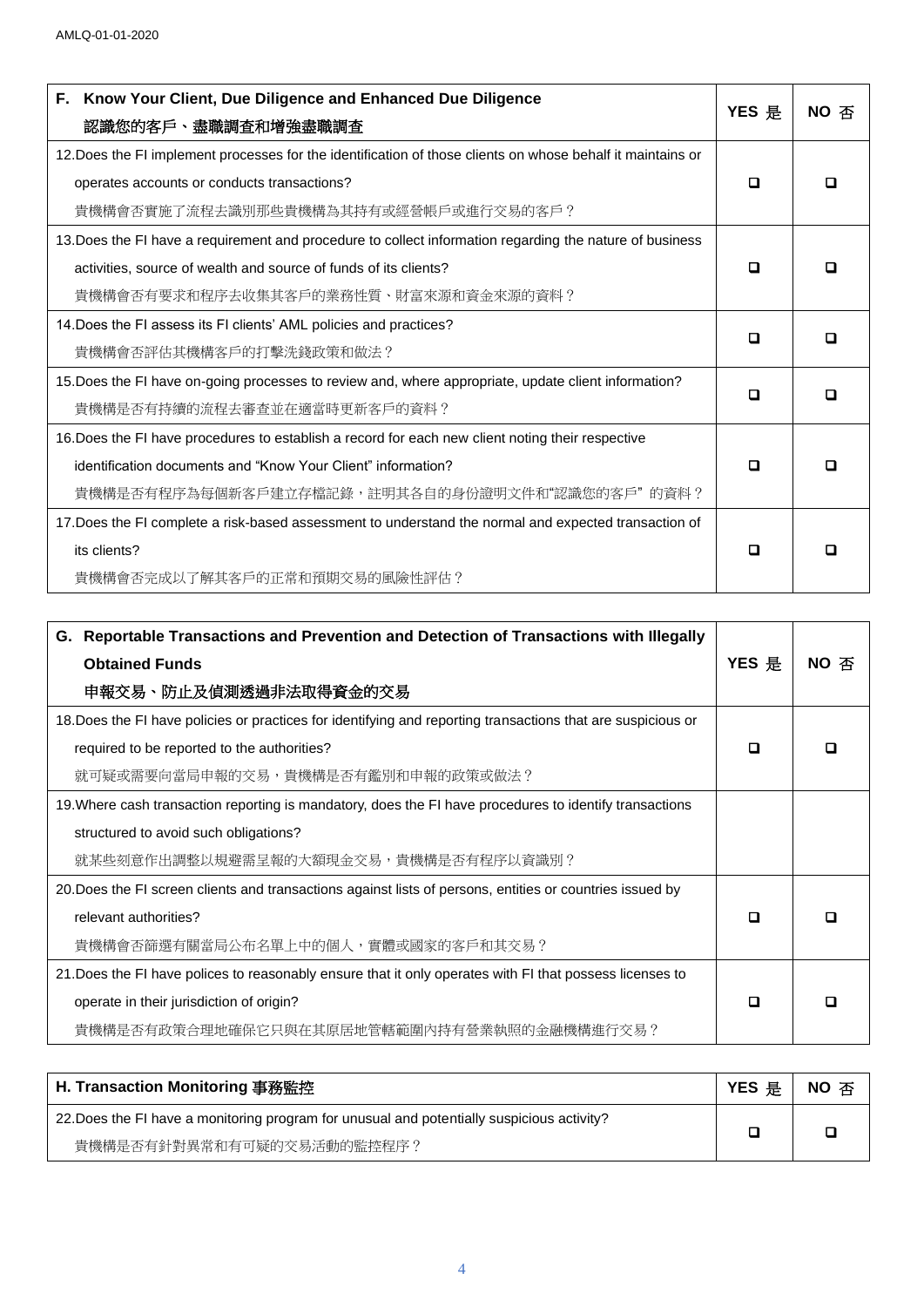| F. Know Your Client, Due Diligence and Enhanced Due Diligence<br>認識您的客戶、盡職調查和增強盡職調查 | YES 是 | NO 否 |
|---|---|---|
| 12.Does the FI implement processes for the identification of those clients on whose behalf it maintains or operates accounts or conducts transactions?<br>貴機構會否實施了流程去識別那些貴機構為其持有或經營帳戶或進行交易的客戶？ | ❑ | ❑ |
| 13.Does the FI have a requirement and procedure to collect information regarding the nature of business activities, source of wealth and source of funds of its clients?<br>貴機構會否有要求和程序去收集其客戶的業務性質、財富來源和資金來源的資料？ | ❑ | ❑ |
| 14.Does the FI assess its FI clients' AML policies and practices?<br>貴機構會否評估其機構客戶的打擊洗錢政策和做法？ | ❑ | ❑ |
| 15.Does the FI have on-going processes to review and, where appropriate, update client information?<br>貴機構是否有持續的流程去審查並在適當時更新客戶的資料？ | ❑ | ❑ |
| 16.Does the FI have procedures to establish a record for each new client noting their respective identification documents and "Know Your Client" information?<br>貴機構是否有程序為每個新客戶建立存檔記錄，註明其各自的身份證明文件和"認識您的客戶" 的資料？ | ❑ | ❑ |
| 17.Does the FI complete a risk-based assessment to understand the normal and expected transaction of its clients?<br>貴機構會否完成以了解其客戶的正常和預期交易的風險性評估？ | ❑ | ❑ |

| G. Reportable Transactions and Prevention and Detection of Transactions with Illegally Obtained Funds<br>申報交易、防止及偵測透過非法取得資金的交易 | YES 是 | NO 否 |
|---|---|---|
| 18.Does the FI have policies or practices for identifying and reporting transactions that are suspicious or required to be reported to the authorities?<br>就可疑或需要向當局申報的交易，貴機構是否有鑑別和申報的政策或做法？ | ❑ | ❑ |
| 19.Where cash transaction reporting is mandatory, does the FI have procedures to identify transactions structured to avoid such obligations?<br>就某些刻意作出調整以規避需呈報的大額現金交易，貴機構是否有程序以資識別？ | | |
| 20.Does the FI screen clients and transactions against lists of persons, entities or countries issued by relevant authorities?<br>貴機構會否篩選有關當局公布名單上中的個人，實體或國家的客戶和其交易？ | ❑ | ❑ |
| 21.Does the FI have polices to reasonably ensure that it only operates with FI that possess licenses to operate in their jurisdiction of origin?<br>貴機構是否有政策合理地確保它只與在其原居地管轄範圍內持有營業執照的金融機構進行交易？ | ❑ | ❑ |

| H. Transaction Monitoring 事務監控 | YES 是 | NO 否 |
|---|---|---|
| 22.Does the FI have a monitoring program for unusual and potentially suspicious activity?<br>貴機構是否有針對異常和有可疑的交易活動的監控程序？ | ❑ | ❑ |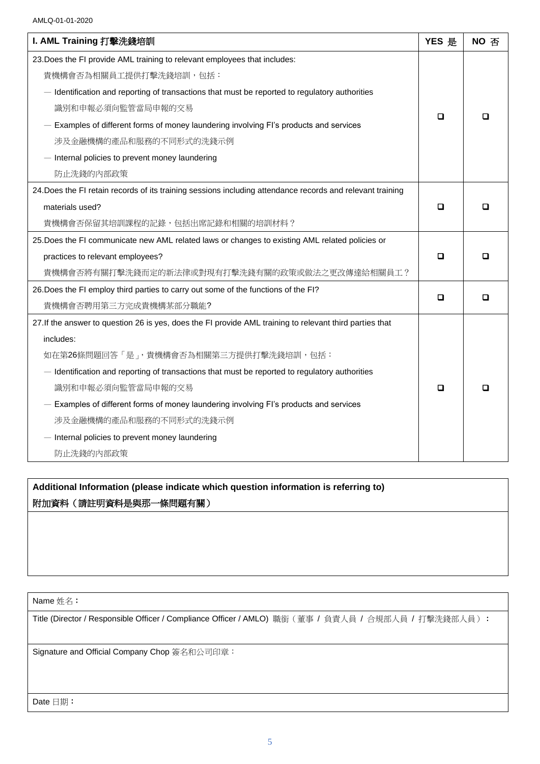AMLQ-01-01-2020

| I. AML Training 打擊洗錢培訓 | YES 是 | NO 否 |
| --- | --- | --- |
| 23.Does the FI provide AML training to relevant employees that includes:<br>貴機構會否為相關員工提供打擊洗錢培訓，包括：<br>— Identification and reporting of transactions that must be reported to regulatory authorities<br>識別和申報必須向監管當局申報的交易<br>— Examples of different forms of money laundering involving FI's products and services<br>涉及金融機構的產品和服務的不同形式的洗錢示例<br>— Internal policies to prevent money laundering<br>防止洗錢的內部政策 | ❑ | ❑ |
| 24.Does the FI retain records of its training sessions including attendance records and relevant training materials used?<br>貴機構會否保留其培訓課程的記錄，包括出席記錄和相關的培訓材料？ | ❑ | ❑ |
| 25.Does the FI communicate new AML related laws or changes to existing AML related policies or practices to relevant employees?<br>貴機構會否將有關打擊洗錢而定的新法律或對現有打擊洗錢有關的政策或做法之更改傳達給相關員工？ | ❑ | ❑ |
| 26.Does the FI employ third parties to carry out some of the functions of the FI?<br>貴機構會否聘用第三方完成貴機構某部分職能? | ❑ | ❑ |
| 27.If the answer to question 26 is yes, does the FI provide AML training to relevant third parties that includes:<br>如在第26條問題回答「是」，貴機構會否為相關第三方提供打擊洗錢培訓，包括：<br>— Identification and reporting of transactions that must be reported to regulatory authorities<br>識別和申報必須向監管當局申報的交易<br>— Examples of different forms of money laundering involving FI's products and services<br>涉及金融機構的產品和服務的不同形式的洗錢示例<br>— Internal policies to prevent money laundering<br>防止洗錢的內部政策 | ❑ | ❑ |

**Additional Information (please indicate which question information is referring to)**
**附加資料（請註明資料是與那一條問題有關）**

Name 姓名：

Title (Director / Responsible Officer / Compliance Officer / AMLO) 職銜（董事 / 負責人員 / 合規部人員 / 打擊洗錢部人員）：

Signature and Official Company Chop 簽名和公司印章：

Date 日期：